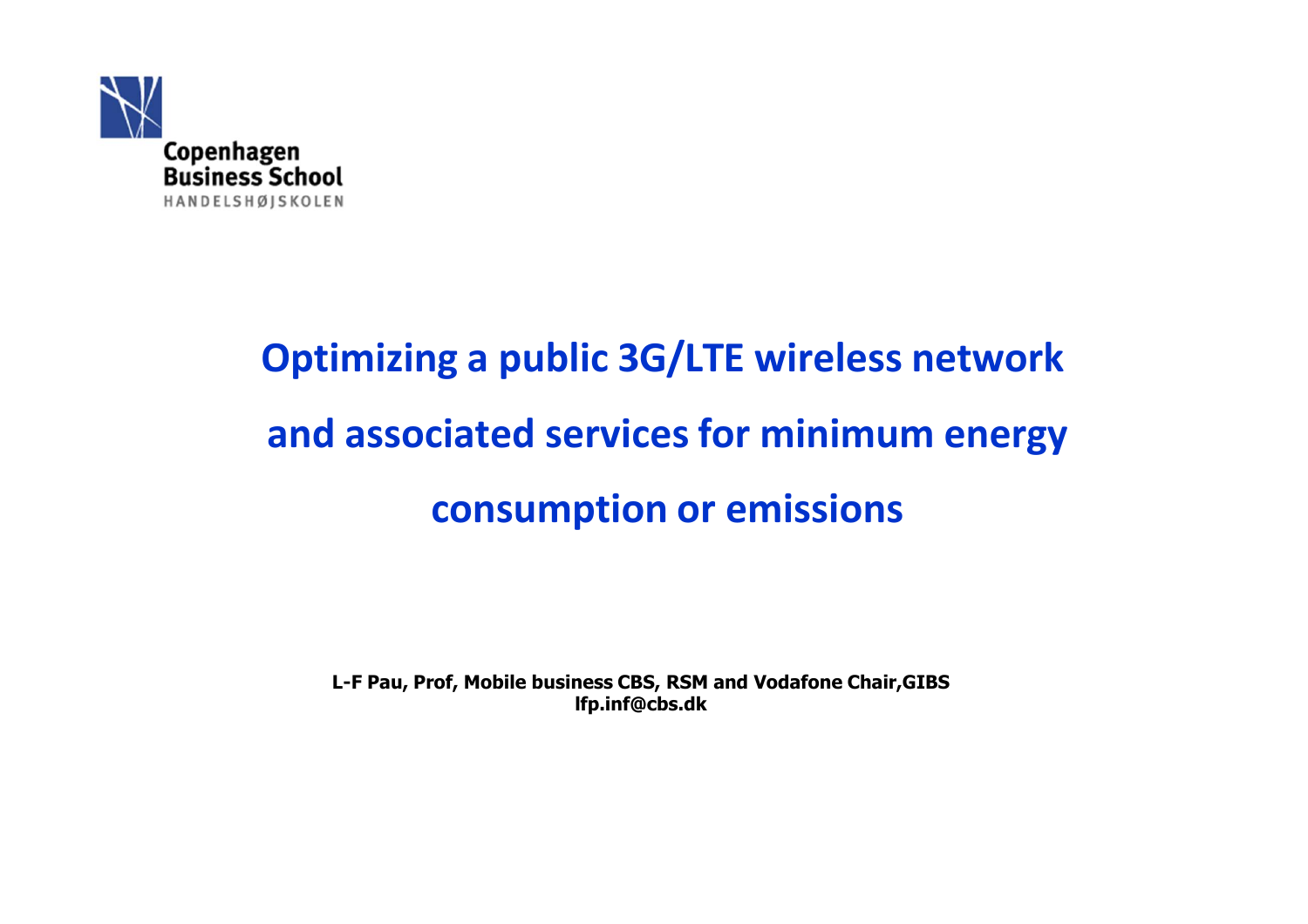Copenhagen Business School
HANDELSHØJSKOLEN

# Optimizing a public 3G/LTE wireless network and associated services for minimum energy consumption or emissions

**L-F Pau, Prof, Mobile business CBS, RSM and Vodafone Chair,GIBS**
**lfp.inf@cbs.dk**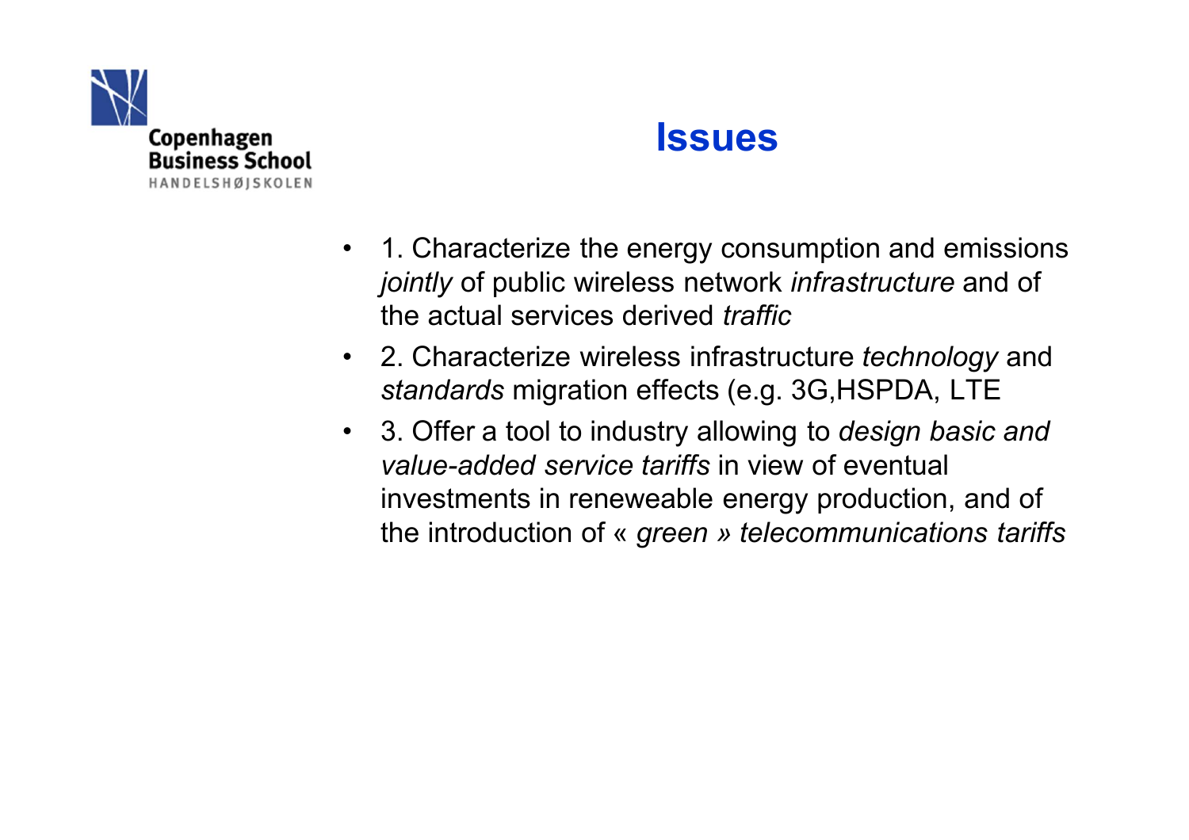# Issues

- 1. Characterize the energy consumption and emissions *jointly* of public wireless network *infrastructure* and of the actual services derived *traffic*
- 2. Characterize wireless infrastructure *technology* and *standards* migration effects (e.g. 3G,HSPDA, LTE
- 3. Offer a tool to industry allowing to *design basic and value-added service tariffs* in view of eventual investments in reneweable energy production, and of the introduction of « *green » telecommunications tariffs*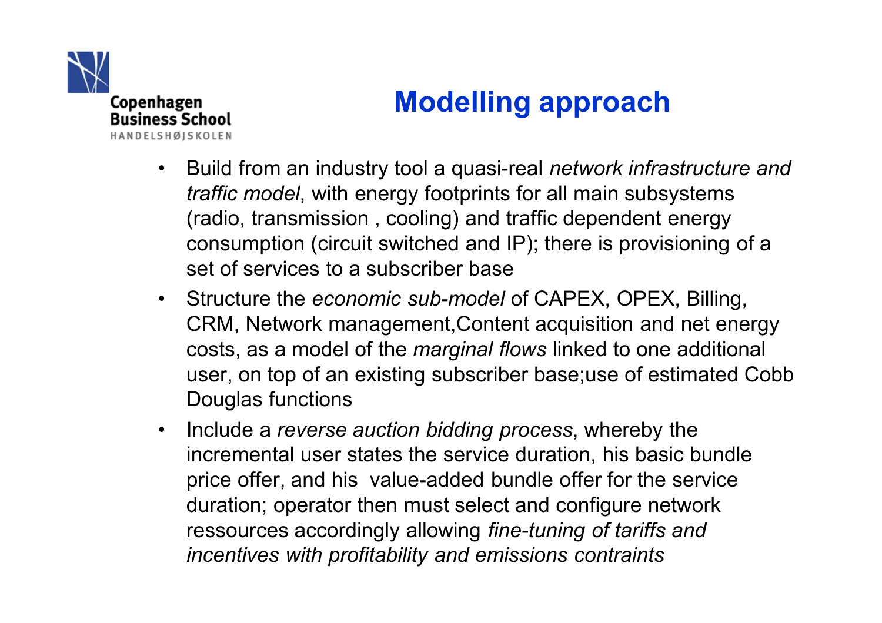## Modelling approach

- Build from an industry tool a quasi-real *network infrastructure and traffic model*, with energy footprints for all main subsystems (radio, transmission , cooling) and traffic dependent energy consumption (circuit switched and IP); there is provisioning of a set of services to a subscriber base
- Structure the *economic sub-model* of CAPEX, OPEX, Billing, CRM, Network management,Content acquisition and net energy costs, as a model of the *marginal flows* linked to one additional user, on top of an existing subscriber base;use of estimated Cobb Douglas functions
- Include a *reverse auction bidding process*, whereby the incremental user states the service duration, his basic bundle price offer, and his value-added bundle offer for the service duration; operator then must select and configure network ressources accordingly allowing *fine-tuning of tariffs and incentives with profitability and emissions contraints*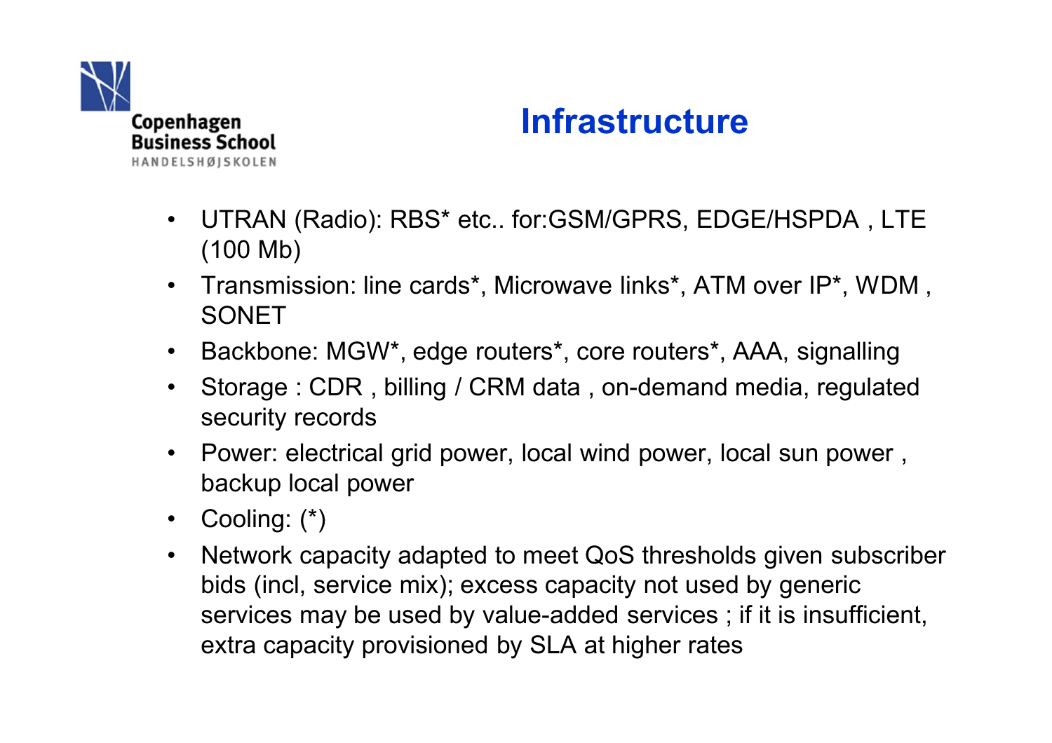# Infrastructure

- UTRAN (Radio): RBS* etc.. for:GSM/GPRS, EDGE/HSPDA , LTE (100 Mb)
- Transmission: line cards*, Microwave links*, ATM over IP*, WDM , SONET
- Backbone: MGW*, edge routers*, core routers*, AAA, signalling
- Storage : CDR , billing / CRM data , on-demand media, regulated security records
- Power: electrical grid power, local wind power, local sun power , backup local power
- Cooling: (*)
- Network capacity adapted to meet QoS thresholds given subscriber bids (incl, service mix); excess capacity not used by generic services may be used by value-added services ; if it is insufficient, extra capacity provisioned by SLA at higher rates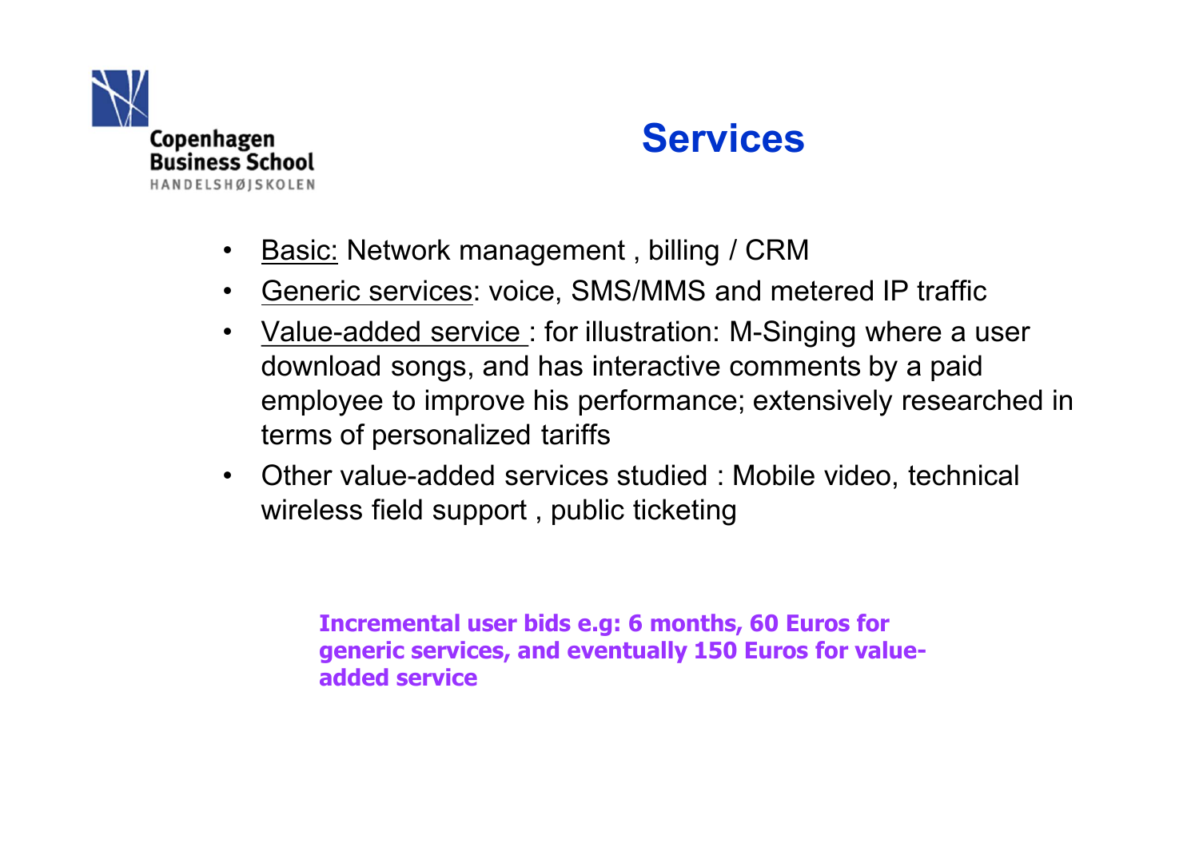# Services

- <u>Basic:</u> Network management , billing / CRM
- <u>Generic services</u>: voice, SMS/MMS and metered IP traffic
- <u>Value-added service</u> : for illustration: M-Singing where a user download songs, and has interactive comments by a paid employee to improve his performance; extensively researched in terms of personalized tariffs
- Other value-added services studied : Mobile video, technical wireless field support , public ticketing

**Incremental user bids e.g: 6 months, 60 Euros for generic services, and eventually 150 Euros for value-added service**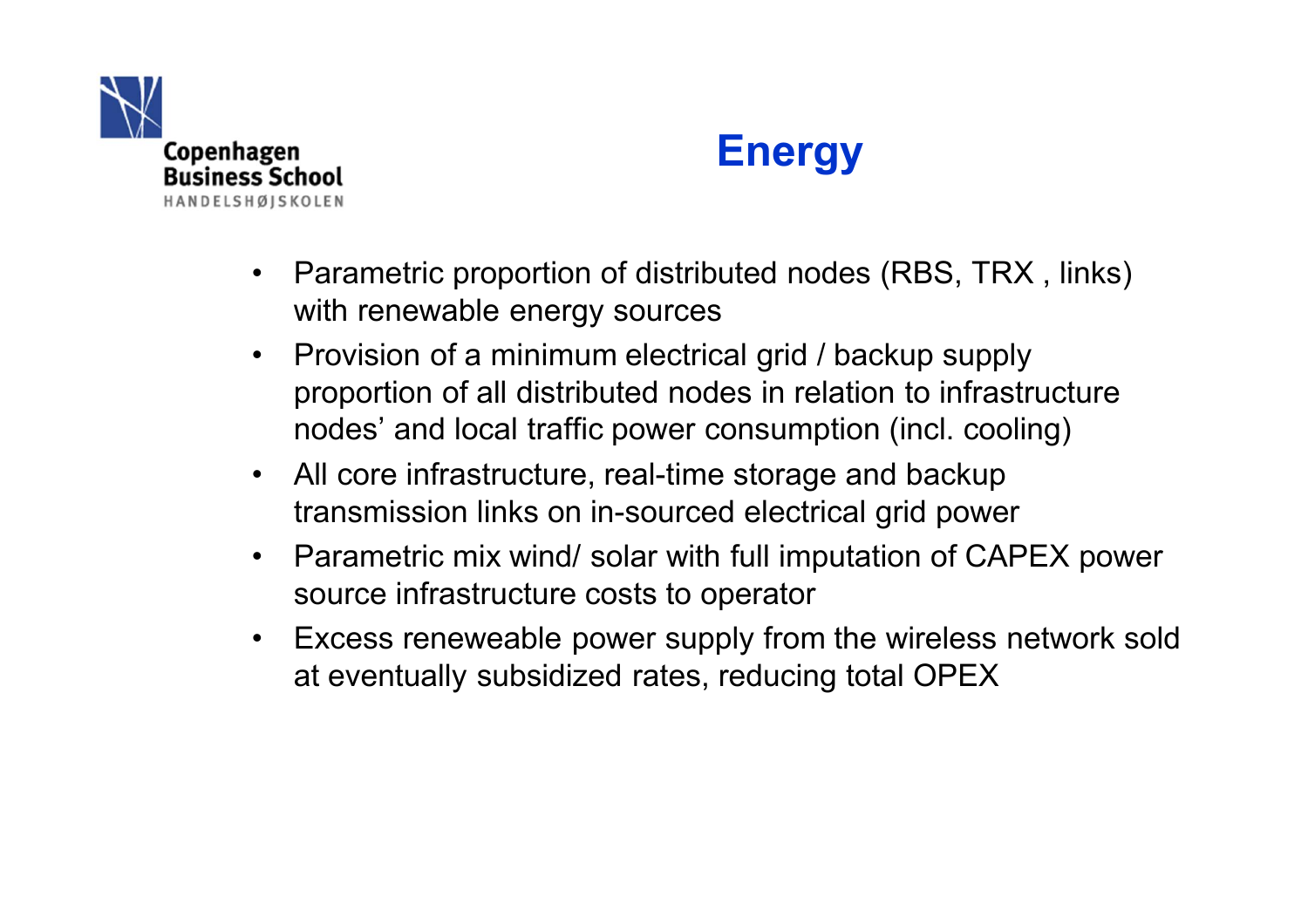# Energy

- Parametric proportion of distributed nodes (RBS, TRX , links) with renewable energy sources
- Provision of a minimum electrical grid / backup supply proportion of all distributed nodes in relation to infrastructure nodes' and local traffic power consumption (incl. cooling)
- All core infrastructure, real-time storage and backup transmission links on in-sourced electrical grid power
- Parametric mix wind/ solar with full imputation of CAPEX power source infrastructure costs to operator
- Excess reneweable power supply from the wireless network sold at eventually subsidized rates, reducing total OPEX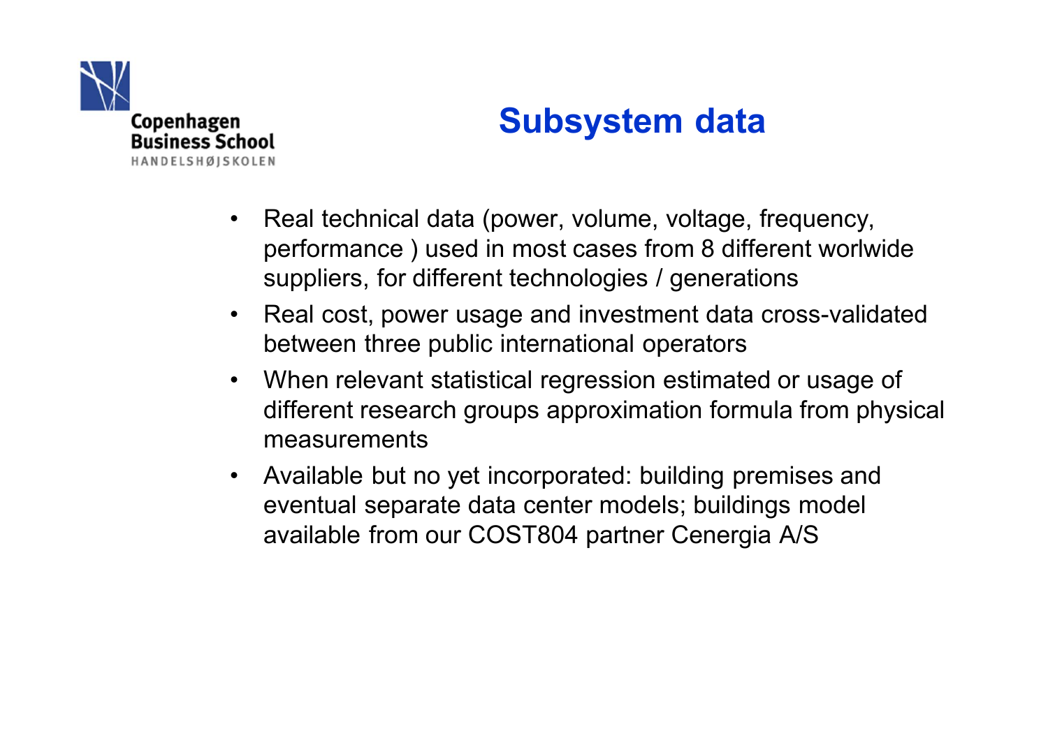# Subsystem data

- Real technical data (power, volume, voltage, frequency, performance ) used in most cases from 8 different worlwide suppliers, for different technologies / generations
- Real cost, power usage and investment data cross-validated between three public international operators
- When relevant statistical regression estimated or usage of different research groups approximation formula from physical measurements
- Available but no yet incorporated: building premises and eventual separate data center models; buildings model available from our COST804 partner Cenergia A/S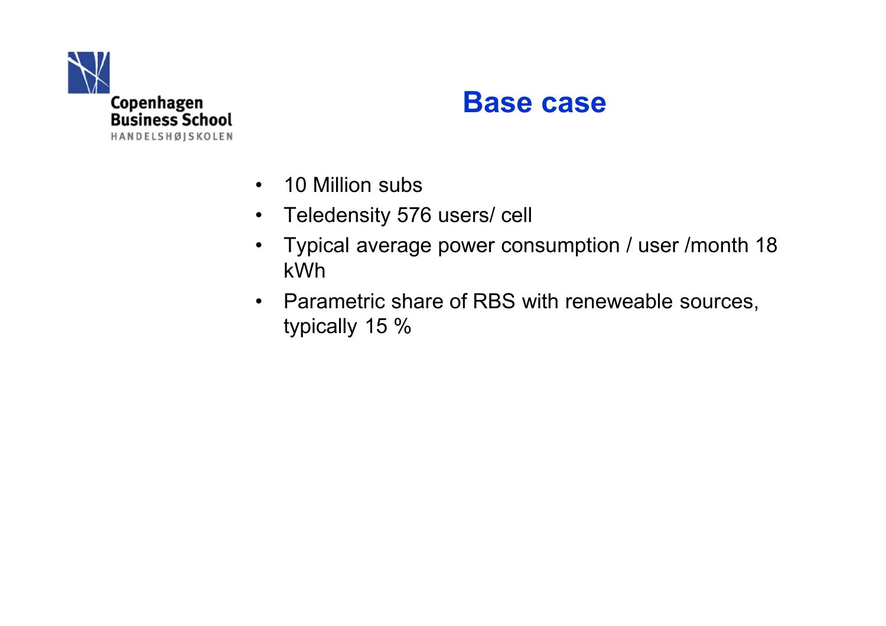# Base case

- 10 Million subs
- Teledensity 576 users/ cell
- Typical average power consumption / user /month 18 kWh
- Parametric share of RBS with reneweable sources, typically 15 %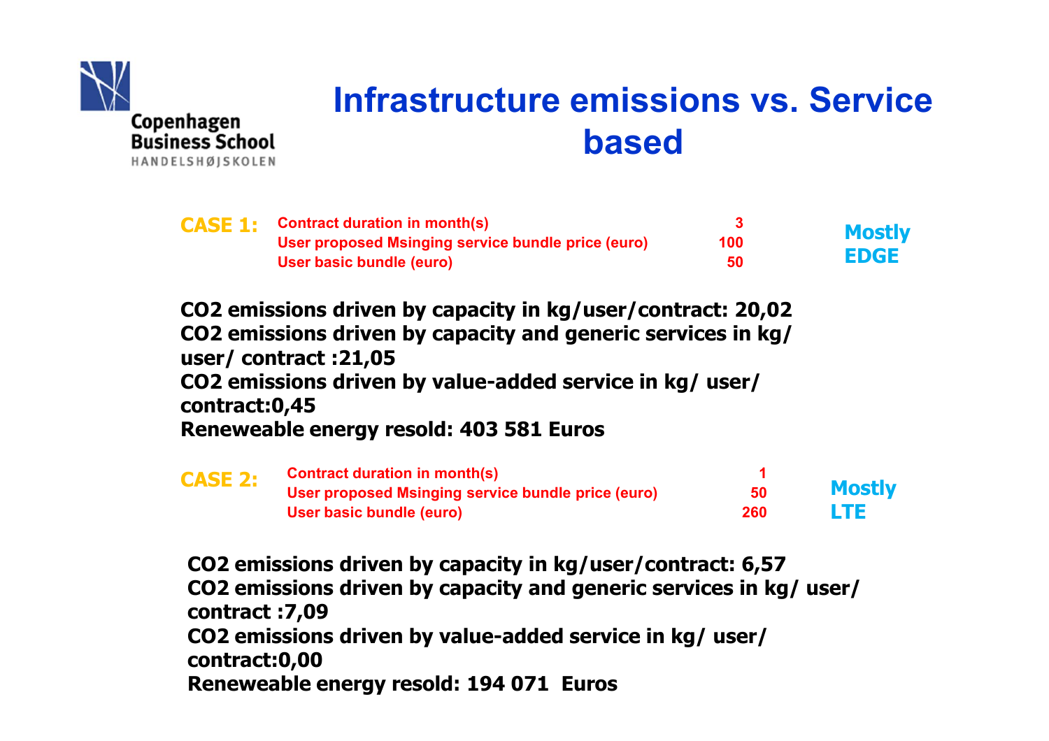# Infrastructure emissions vs. Service based

**CASE 1:**

| | | |
|---|---|---|
| Contract duration in month(s) | 3 | Mostly EDGE |
| User proposed Msinging service bundle price (euro) | 100 | |
| User basic bundle (euro) | 50 | |

**$CO_2$ emissions driven by capacity in kg/user/contract: 20,02**
**$CO_2$ emissions driven by capacity and generic services in kg/ user/ contract :21,05**
**$CO_2$ emissions driven by value-added service in kg/ user/ contract:0,45**
**Reneweable energy resold: 403 581 Euros**

**CASE 2:**

| | | |
|---|---|---|
| Contract duration in month(s) | 1 | Mostly LTE |
| User proposed Msinging service bundle price (euro) | 50 | |
| User basic bundle (euro) | 260 | |

**$CO_2$ emissions driven by capacity in kg/user/contract: 6,57**
**$CO_2$ emissions driven by capacity and generic services in kg/ user/ contract :7,09**
**$CO_2$ emissions driven by value-added service in kg/ user/ contract:0,00**
**Reneweable energy resold: 194 071 Euros**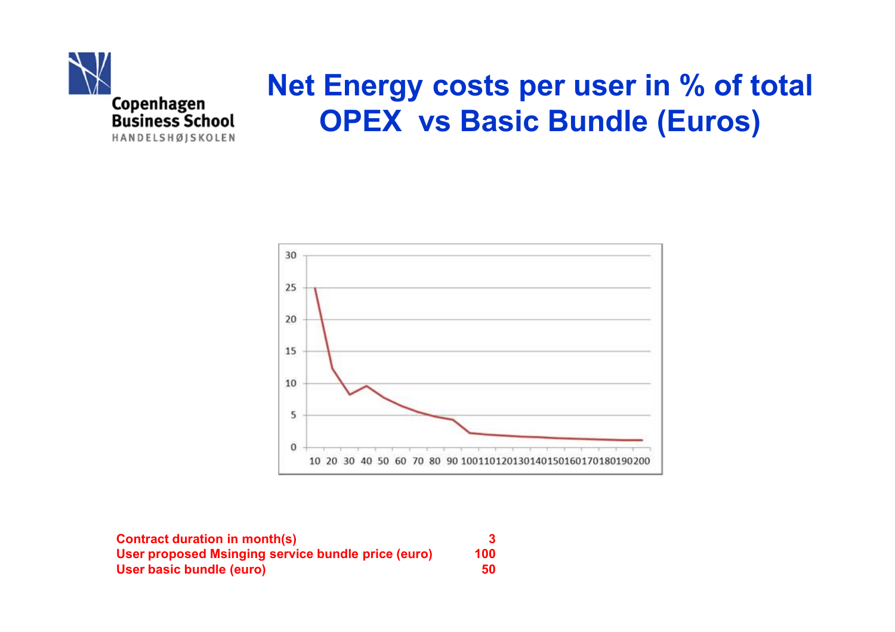# Net Energy costs per user in % of total OPEX vs Basic Bundle (Euros)

| | |
|---|---|
| Contract duration in month(s) | 3 |
| User proposed Msinging service bundle price (euro) | 100 |
| User basic bundle (euro) | 50 |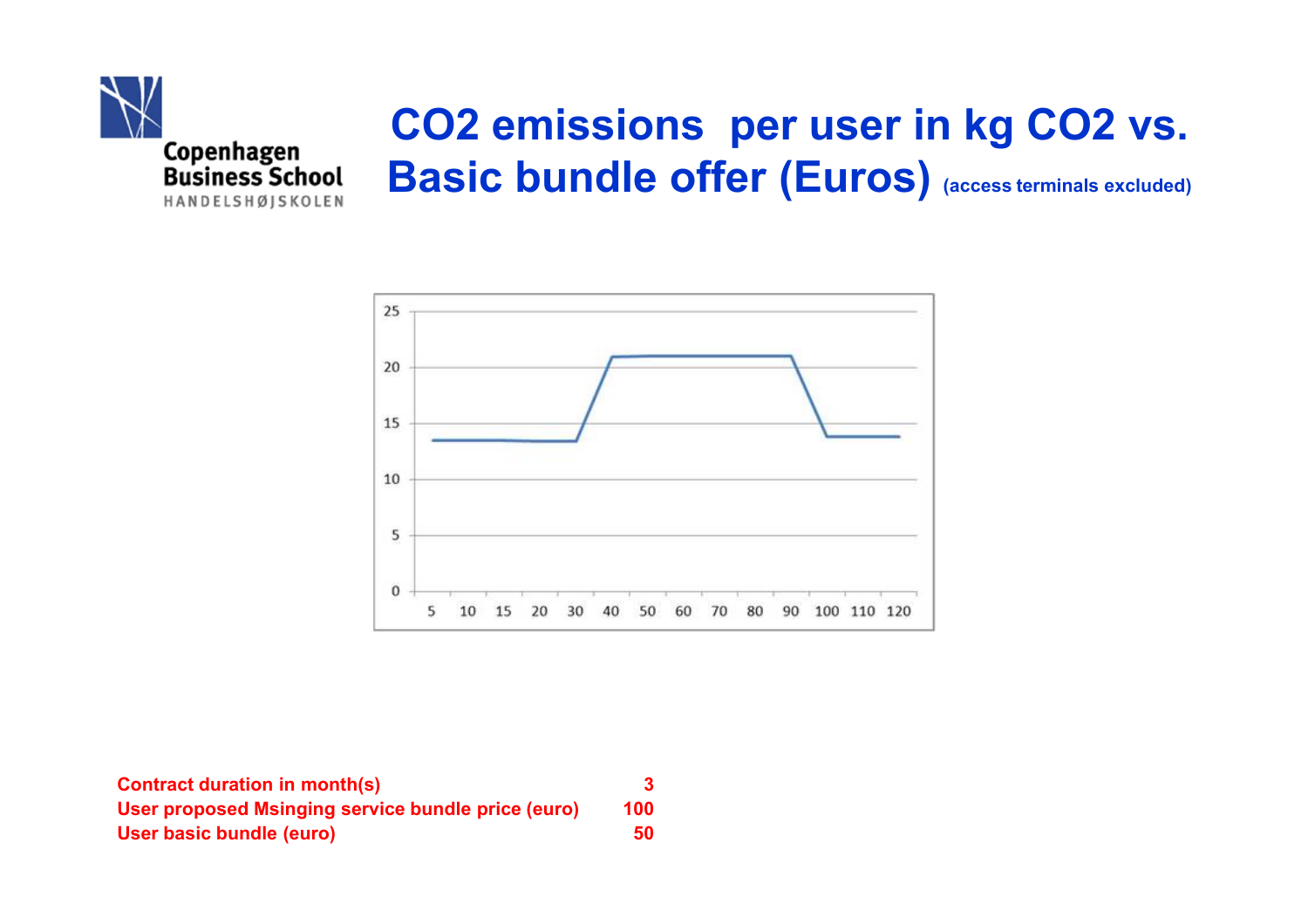# $CO_2$ emissions per user in kg $CO_2$ vs. Basic bundle offer (Euros) (access terminals excluded)

| | |
|---|---|
| Contract duration in month(s) | 3 |
| User proposed Msinging service bundle price (euro) | 100 |
| User basic bundle (euro) | 50 |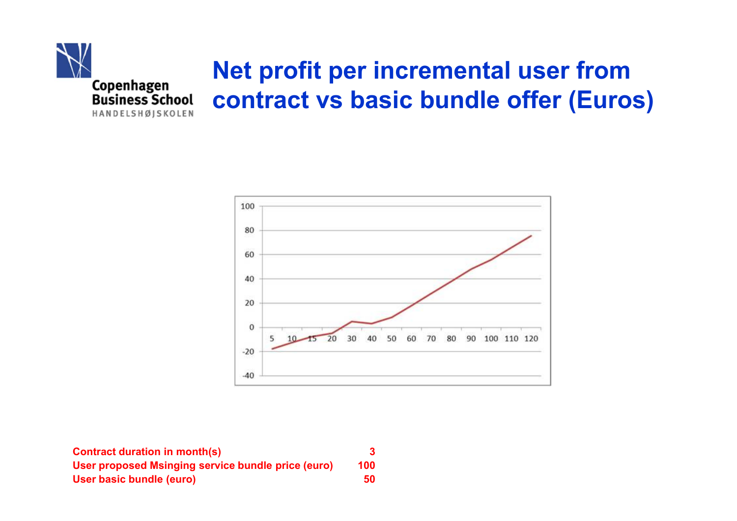# Net profit per incremental user from contract vs basic bundle offer (Euros)

| | |
|---|---|
| Contract duration in month(s) | 3 |
| User proposed Msinging service bundle price (euro) | 100 |
| User basic bundle (euro) | 50 |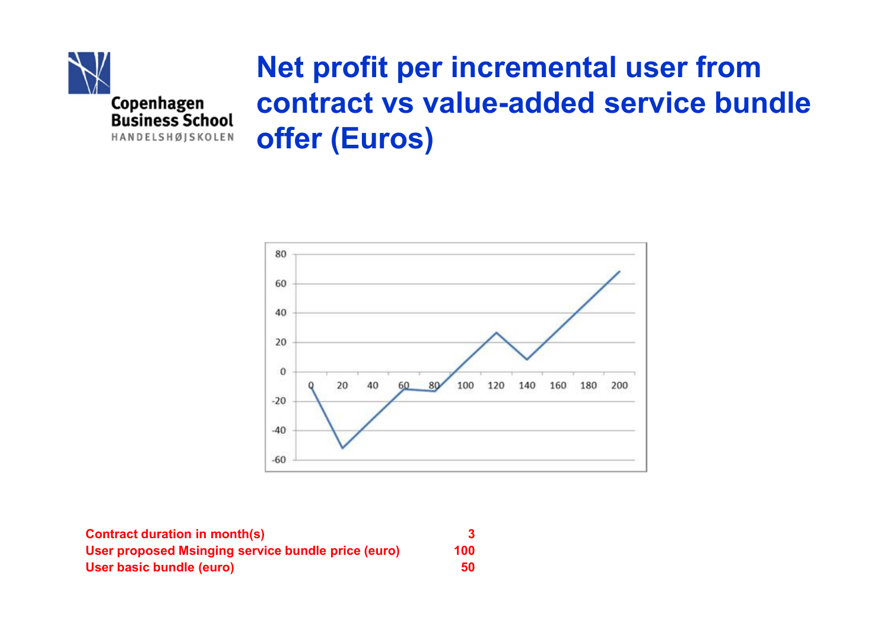# Net profit per incremental user from contract vs value-added service bundle offer (Euros)

| Contract duration in month(s) | 3 |
|---|---|
| User proposed Msinging service bundle price (euro) | 100 |
| User basic bundle (euro) | 50 |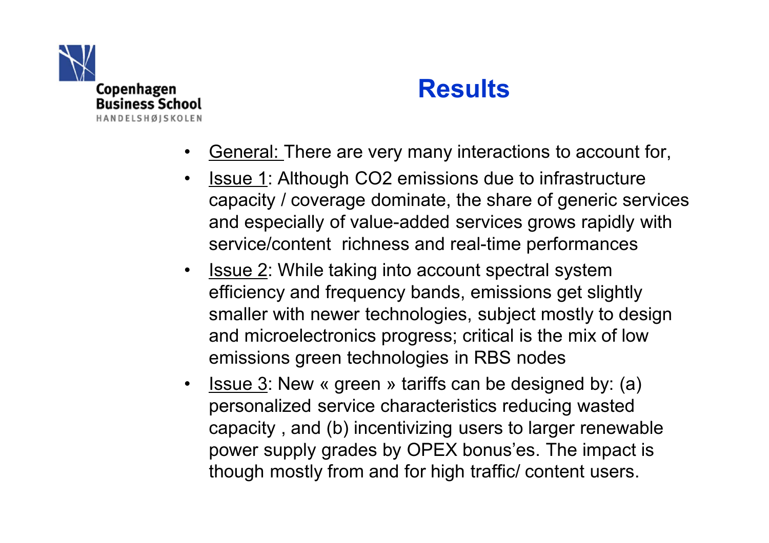# Results

- <u>General:</u> There are very many interactions to account for,
- <u>Issue 1</u>: Although $CO_2$ emissions due to infrastructure capacity / coverage dominate, the share of generic services and especially of value-added services grows rapidly with service/content richness and real-time performances
- <u>Issue 2</u>: While taking into account spectral system efficiency and frequency bands, emissions get slightly smaller with newer technologies, subject mostly to design and microelectronics progress; critical is the mix of low emissions green technologies in RBS nodes
- <u>Issue 3</u>: New « green » tariffs can be designed by: (a) personalized service characteristics reducing wasted capacity , and (b) incentivizing users to larger renewable power supply grades by OPEX bonus'es. The impact is though mostly from and for high traffic/ content users.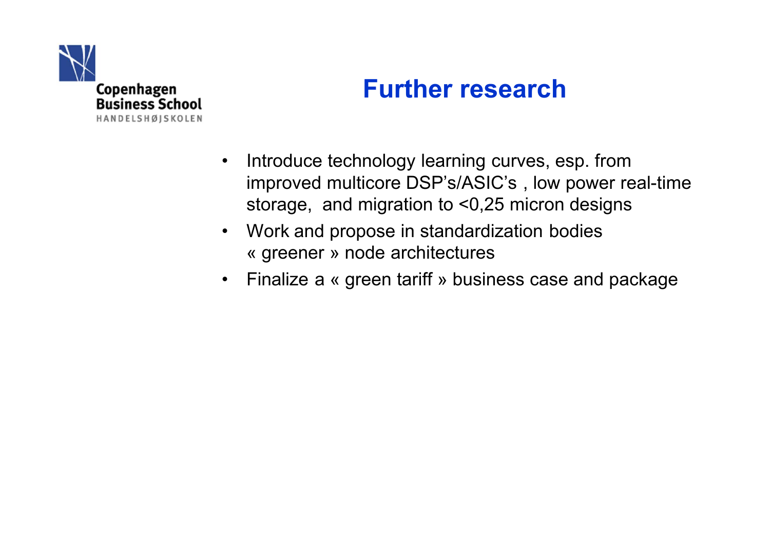Copenhagen Business School
HANDELSHØJSKOLEN

# Further research

- Introduce technology learning curves, esp. from improved multicore DSP’s/ASIC’s , low power real-time storage, and migration to <0,25 micron designs
- Work and propose in standardization bodies « greener » node architectures
- Finalize a « green tariff » business case and package